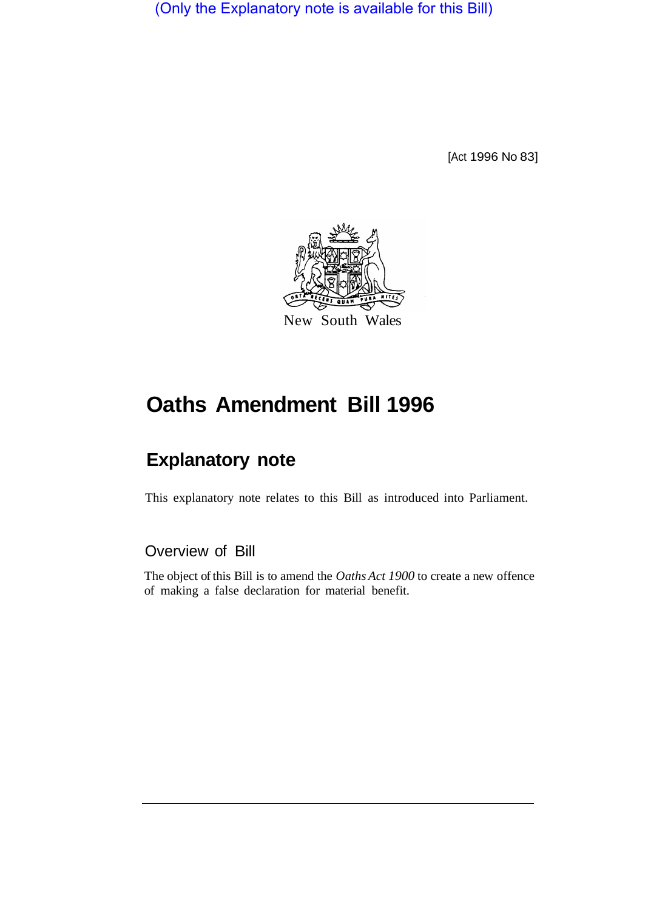(Only the Explanatory note is available for this Bill)

[Act 1996 No 83]

New South Wales

# Oaths Amendment Bill 1996

## Explanatory note

This explanatory note relates to this Bill as introduced into Parliament.

### Overview of Bill

The object of this Bill is to amend the *Oaths Act 1900* to create a new offence of making a false declaration for material benefit.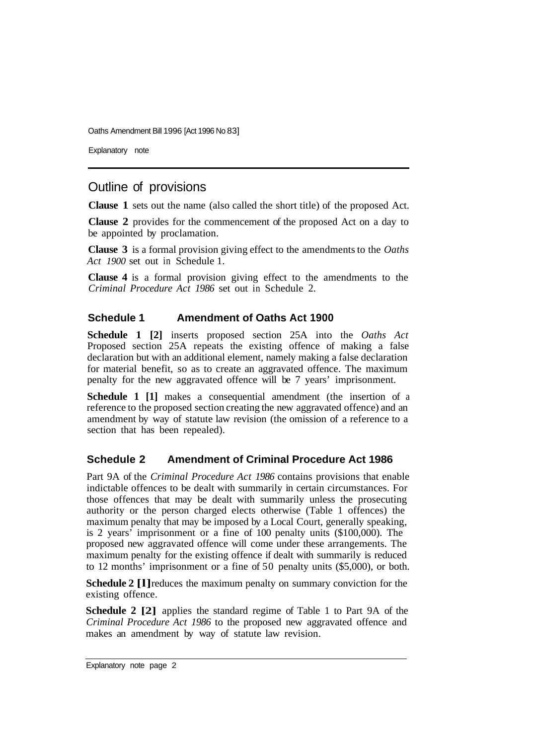## Outline of provisions

**Clause 1** sets out the name (also called the short title) of the proposed Act.

**Clause 2** provides for the commencement of the proposed Act on a day to be appointed by proclamation.

**Clause 3** is a formal provision giving effect to the amendments to the *Oaths Act 1900* set out in Schedule 1.

**Clause 4** is a formal provision giving effect to the amendments to the *Criminal Procedure Act 1986* set out in Schedule 2.

### Schedule 1 Amendment of Oaths Act 1900

**Schedule 1 [2]** inserts proposed section 25A into the *Oaths Act* Proposed section 25A repeats the existing offence of making a false declaration but with an additional element, namely making a false declaration for material benefit, so as to create an aggravated offence. The maximum penalty for the new aggravated offence will be 7 years' imprisonment.

**Schedule 1 [1]** makes a consequential amendment (the insertion of a reference to the proposed section creating the new aggravated offence) and an amendment by way of statute law revision (the omission of a reference to a section that has been repealed).

### Schedule 2 Amendment of Criminal Procedure Act 1986

Part 9A of the *Criminal Procedure Act 1986* contains provisions that enable indictable offences to be dealt with summarily in certain circumstances. For those offences that may be dealt with summarily unless the prosecuting authority or the person charged elects otherwise (Table 1 offences) the maximum penalty that may be imposed by a Local Court, generally speaking, is 2 years' imprisonment or a fine of 100 penalty units ($100,000). The proposed new aggravated offence will come under these arrangements. The maximum penalty for the existing offence if dealt with summarily is reduced to 12 months' imprisonment or a fine of 50 penalty units ($5,000), or both.

**Schedule 2 [1]** reduces the maximum penalty on summary conviction for the existing offence.

**Schedule 2 [2]** applies the standard regime of Table 1 to Part 9A of the *Criminal Procedure Act 1986* to the proposed new aggravated offence and makes an amendment by way of statute law revision.